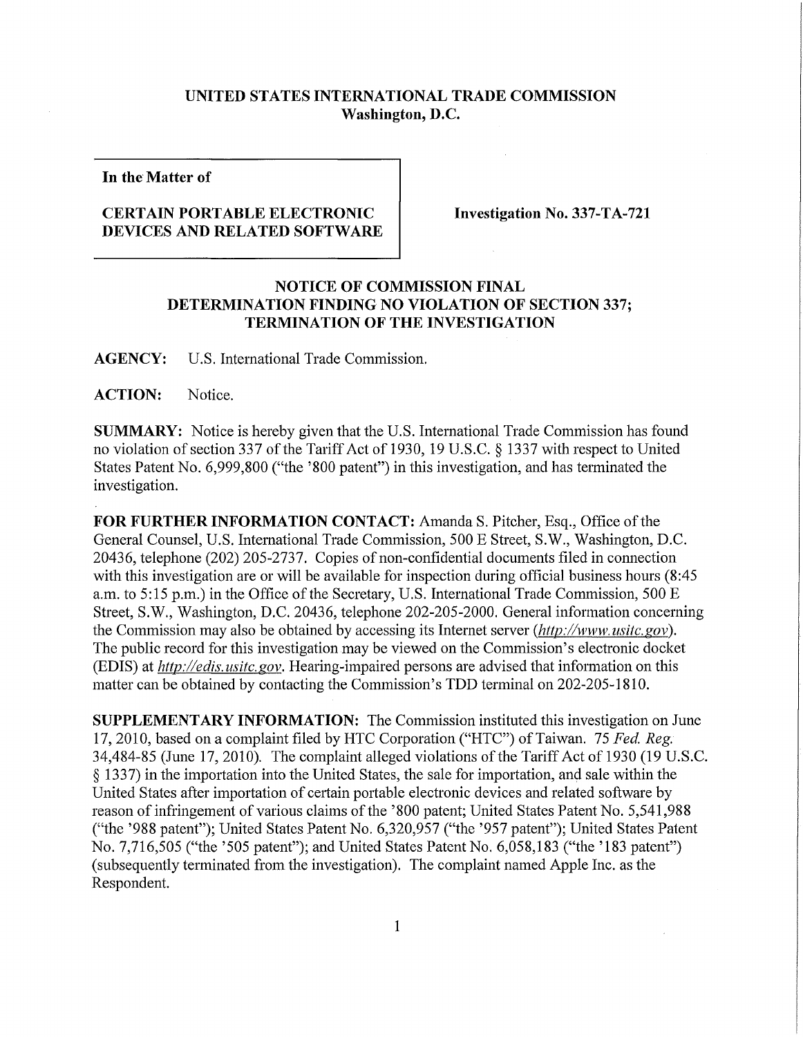**UNITED STATES INTERNATIONAL TRADE COMMISSION**
**Washington, D.C.**

**In the Matter of**

**CERTAIN PORTABLE ELECTRONIC DEVICES AND RELATED SOFTWARE**

**Investigation No. 337-TA-721**

**NOTICE OF COMMISSION FINAL DETERMINATION FINDING NO VIOLATION OF SECTION 337; TERMINATION OF THE INVESTIGATION**

**AGENCY:** U.S. International Trade Commission.

**ACTION:** Notice.

**SUMMARY:** Notice is hereby given that the U.S. International Trade Commission has found no violation of section 337 of the Tariff Act of 1930, 19 U.S.C. § 1337 with respect to United States Patent No. 6,999,800 ("the '800 patent") in this investigation, and has terminated the investigation.

**FOR FURTHER INFORMATION CONTACT:** Amanda S. Pitcher, Esq., Office of the General Counsel, U.S. International Trade Commission, 500 E Street, S.W., Washington, D.C. 20436, telephone (202) 205-2737. Copies of non-confidential documents filed in connection with this investigation are or will be available for inspection during official business hours (8:45 a.m. to 5:15 p.m.) in the Office of the Secretary, U.S. International Trade Commission, 500 E Street, S.W., Washington, D.C. 20436, telephone 202-205-2000. General information concerning the Commission may also be obtained by accessing its Internet server (*http://www.usitc.gov*). The public record for this investigation may be viewed on the Commission's electronic docket (EDIS) at *http://edis.usitc.gov*. Hearing-impaired persons are advised that information on this matter can be obtained by contacting the Commission's TDD terminal on 202-205-1810.

**SUPPLEMENTARY INFORMATION:** The Commission instituted this investigation on June 17, 2010, based on a complaint filed by HTC Corporation ("HTC") of Taiwan. 75 *Fed. Reg.* 34,484-85 (June 17, 2010). The complaint alleged violations of the Tariff Act of 1930 (19 U.S.C. § 1337) in the importation into the United States, the sale for importation, and sale within the United States after importation of certain portable electronic devices and related software by reason of infringement of various claims of the '800 patent; United States Patent No. 5,541,988 ("the '988 patent"); United States Patent No. 6,320,957 ("the '957 patent"); United States Patent No. 7,716,505 ("the '505 patent"); and United States Patent No. 6,058,183 ("the '183 patent") (subsequently terminated from the investigation). The complaint named Apple Inc. as the Respondent.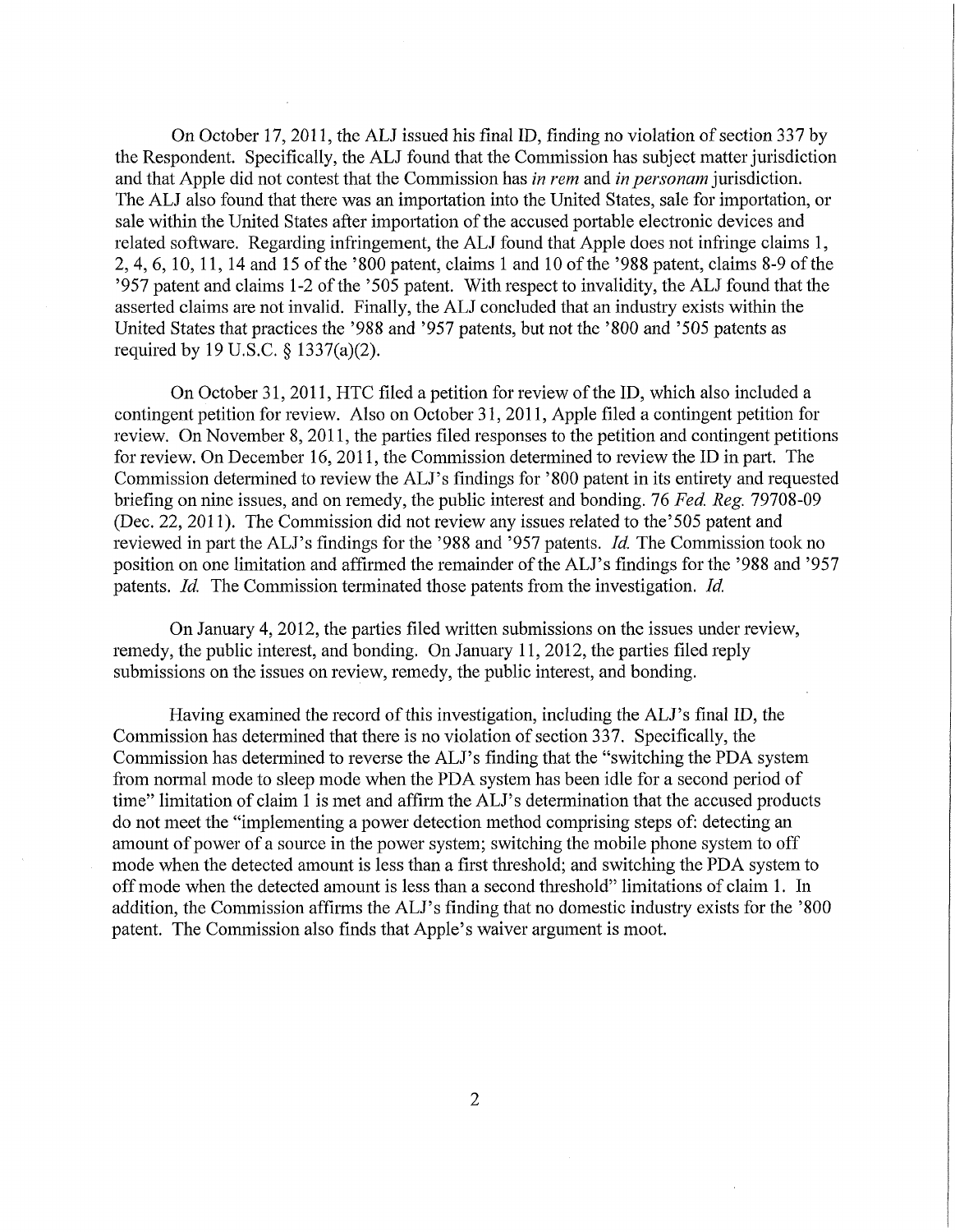On October 17, 2011, the ALJ issued his final ID, finding no violation of section 337 by the Respondent. Specifically, the ALJ found that the Commission has subject matter jurisdiction and that Apple did not contest that the Commission has *in rem* and *in personam* jurisdiction. The ALJ also found that there was an importation into the United States, sale for importation, or sale within the United States after importation of the accused portable electronic devices and related software. Regarding infringement, the ALJ found that Apple does not infringe claims 1, 2, 4, 6, 10, 11, 14 and 15 of the '800 patent, claims 1 and 10 of the '988 patent, claims 8-9 of the '957 patent and claims 1-2 of the '505 patent. With respect to invalidity, the ALJ found that the asserted claims are not invalid. Finally, the ALJ concluded that an industry exists within the United States that practices the '988 and '957 patents, but not the '800 and '505 patents as required by 19 U.S.C. § 1337(a)(2).

On October 31, 2011, HTC filed a petition for review of the ID, which also included a contingent petition for review. Also on October 31, 2011, Apple filed a contingent petition for review. On November 8, 2011, the parties filed responses to the petition and contingent petitions for review. On December 16, 2011, the Commission determined to review the ID in part. The Commission determined to review the ALJ's findings for '800 patent in its entirety and requested briefing on nine issues, and on remedy, the public interest and bonding. 76 *Fed. Reg.* 79708-09 (Dec. 22, 2011). The Commission did not review any issues related to the '505 patent and reviewed in part the ALJ's findings for the '988 and '957 patents. *Id.* The Commission took no position on one limitation and affirmed the remainder of the ALJ's findings for the '988 and '957 patents. *Id.* The Commission terminated those patents from the investigation. *Id.*

On January 4, 2012, the parties filed written submissions on the issues under review, remedy, the public interest, and bonding. On January 11, 2012, the parties filed reply submissions on the issues on review, remedy, the public interest, and bonding.

Having examined the record of this investigation, including the ALJ's final ID, the Commission has determined that there is no violation of section 337. Specifically, the Commission has determined to reverse the ALJ's finding that the "switching the PDA system from normal mode to sleep mode when the PDA system has been idle for a second period of time" limitation of claim 1 is met and affirm the ALJ's determination that the accused products do not meet the "implementing a power detection method comprising steps of: detecting an amount of power of a source in the power system; switching the mobile phone system to off mode when the detected amount is less than a first threshold; and switching the PDA system to off mode when the detected amount is less than a second threshold" limitations of claim 1. In addition, the Commission affirms the ALJ's finding that no domestic industry exists for the '800 patent. The Commission also finds that Apple's waiver argument is moot.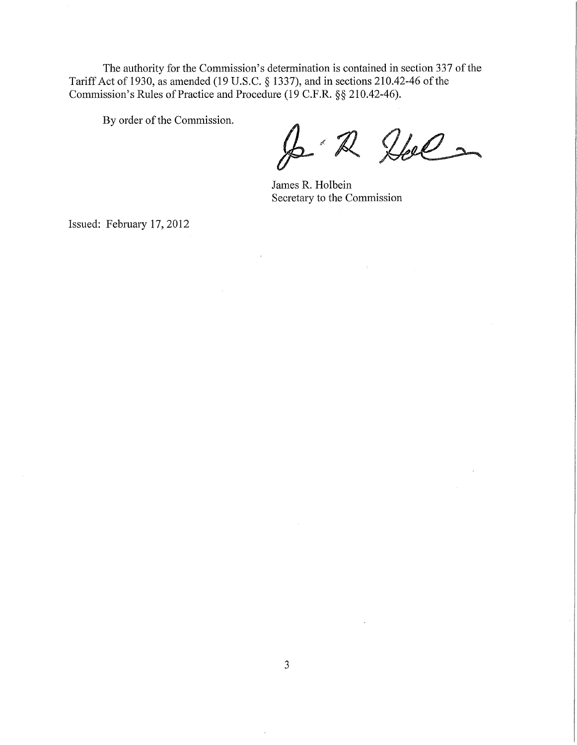The authority for the Commission's determination is contained in section 337 of the Tariff Act of 1930, as amended (19 U.S.C. § 1337), and in sections 210.42-46 of the Commission's Rules of Practice and Procedure (19 C.F.R. §§ 210.42-46).

By order of the Commission.

James R. Holbein
Secretary to the Commission

Issued: February 17, 2012